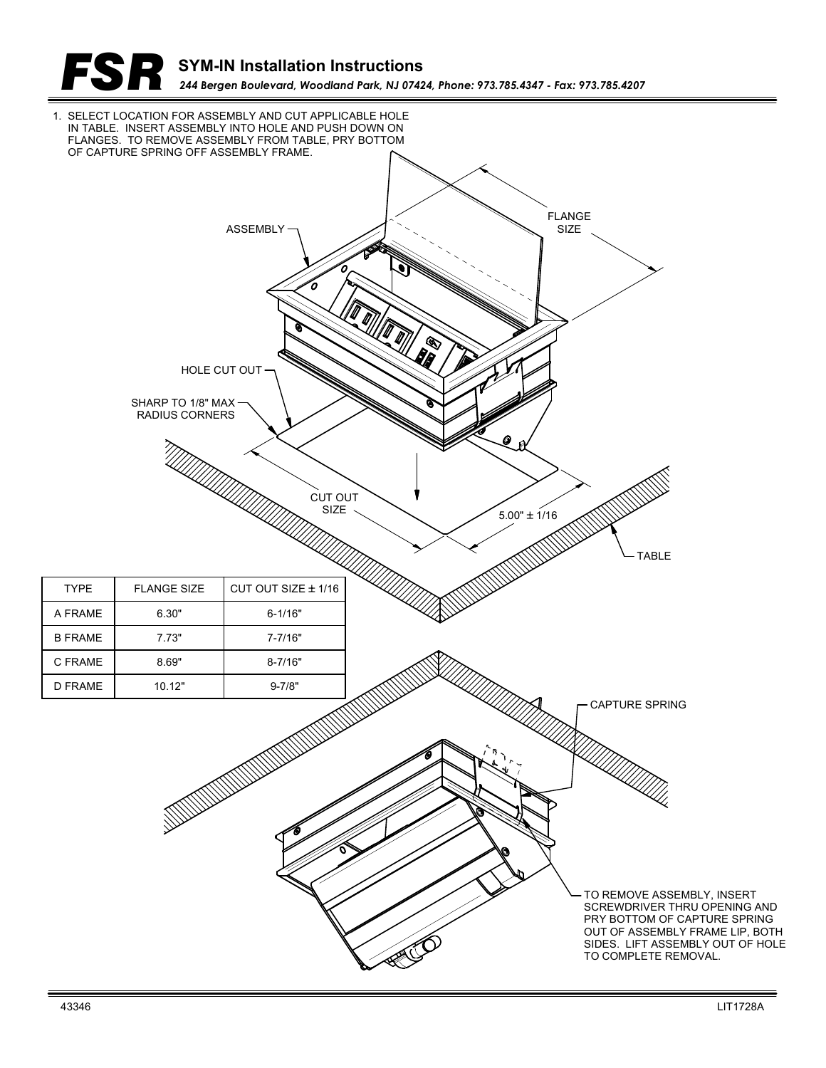# FSR SYM-IN Installation Instructions

*244 Bergen Boulevard, Woodland Park, NJ 07424, Phone: 973.785.4347 - Fax: 973.785.4207*

1. SELECT LOCATION FOR ASSEMBLY AND CUT APPLICABLE HOLE IN TABLE. INSERT ASSEMBLY INTO HOLE AND PUSH DOWN ON FLANGES. TO REMOVE ASSEMBLY FROM TABLE, PRY BOTTOM OF CAPTURE SPRING OFF ASSEMBLY FRAME.

ASSEMBLY

FLANGE SIZE

HOLE CUT OUT

SHARP TO 1/8" MAX RADIUS CORNERS

CUT OUT SIZE

5.00" ± 1/16

TABLE

| TYPE | FLANGE SIZE | CUT OUT SIZE ± 1/16 |
|---|---|---|
| A FRAME | 6.30" | 6-1/16" |
| B FRAME | 7.73" | 7-7/16" |
| C FRAME | 8.69" | 8-7/16" |
| D FRAME | 10.12" | 9-7/8" |

CAPTURE SPRING

TO REMOVE ASSEMBLY, INSERT SCREWDRIVER THRU OPENING AND PRY BOTTOM OF CAPTURE SPRING OUT OF ASSEMBLY FRAME LIP, BOTH SIDES. LIFT ASSEMBLY OUT OF HOLE TO COMPLETE REMOVAL.

43346

LIT1728A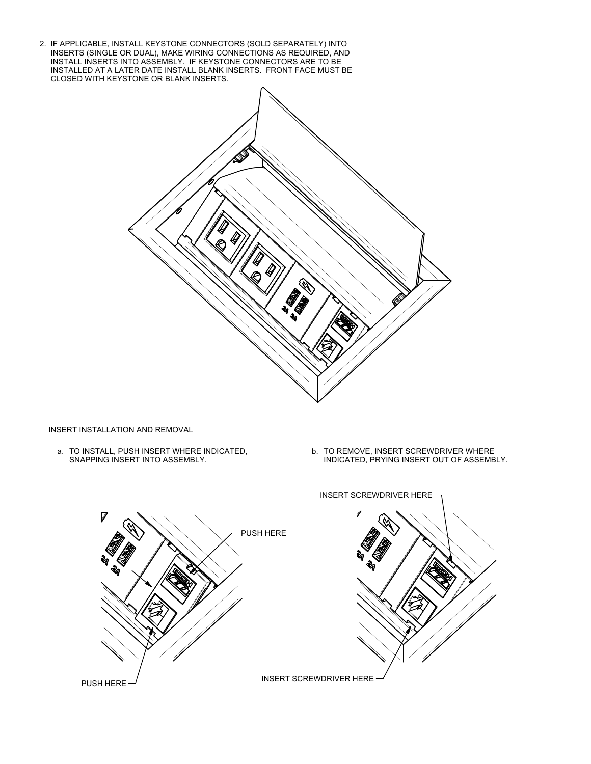2. IF APPLICABLE, INSTALL KEYSTONE CONNECTORS (SOLD SEPARATELY) INTO INSERTS (SINGLE OR DUAL), MAKE WIRING CONNECTIONS AS REQUIRED, AND INSTALL INSERTS INTO ASSEMBLY. IF KEYSTONE CONNECTORS ARE TO BE INSTALLED AT A LATER DATE INSTALL BLANK INSERTS. FRONT FACE MUST BE CLOSED WITH KEYSTONE OR BLANK INSERTS.

INSERT INSTALLATION AND REMOVAL

a. TO INSTALL, PUSH INSERT WHERE INDICATED, SNAPPING INSERT INTO ASSEMBLY.

b. TO REMOVE, INSERT SCREWDRIVER WHERE INDICATED, PRYING INSERT OUT OF ASSEMBLY.

PUSH HERE

PUSH HERE

INSERT SCREWDRIVER HERE

INSERT SCREWDRIVER HERE